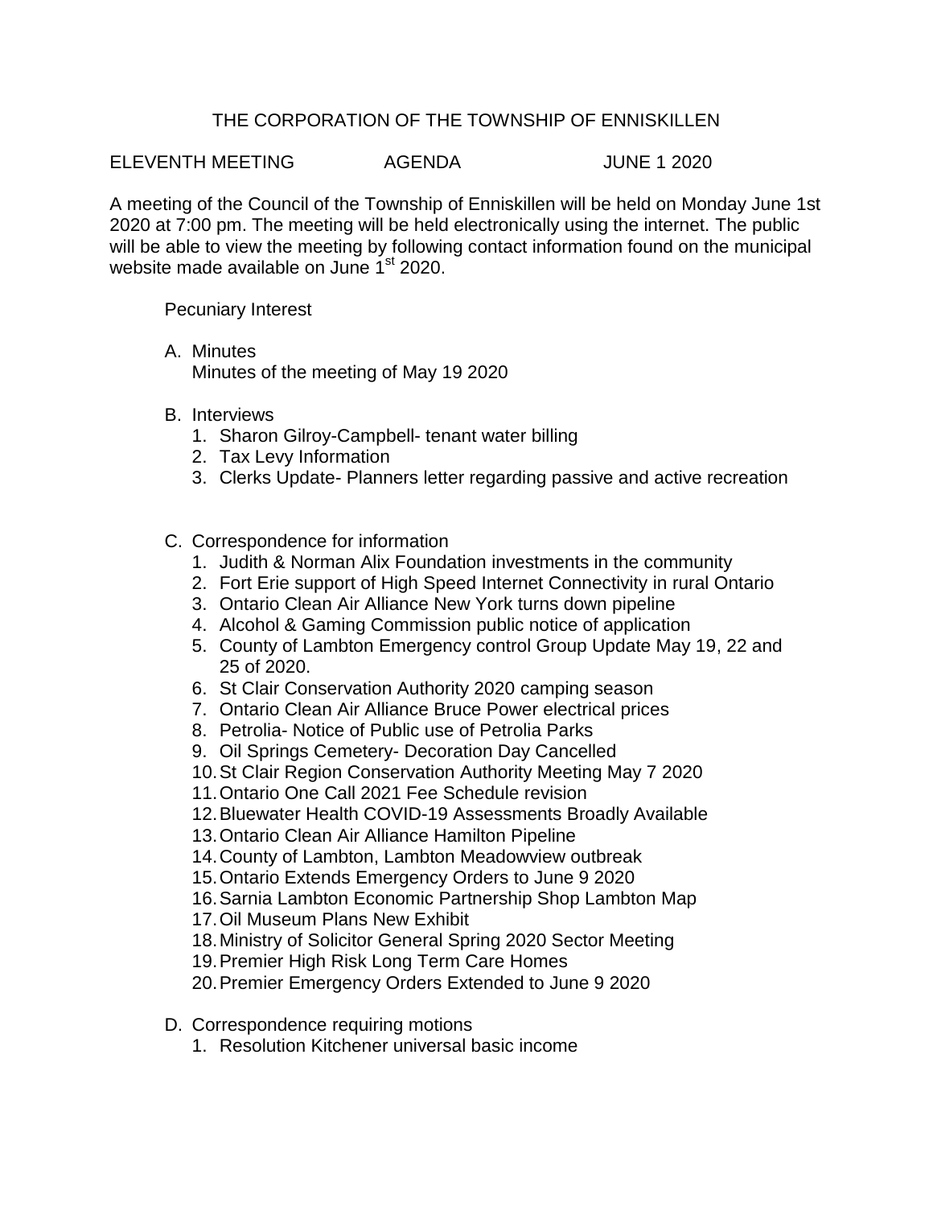# THE CORPORATION OF THE TOWNSHIP OF ENNISKILLEN

ELEVENTH MEETING AGENDA JUNE 1 2020

A meeting of the Council of the Township of Enniskillen will be held on Monday June 1st 2020 at 7:00 pm. The meeting will be held electronically using the internet. The public will be able to view the meeting by following contact information found on the municipal website made available on June 1st 2020.

Pecuniary Interest

A. Minutes
   Minutes of the meeting of May 19 2020

B. Interviews
   1. Sharon Gilroy-Campbell- tenant water billing
   2. Tax Levy Information
   3. Clerks Update- Planners letter regarding passive and active recreation

C. Correspondence for information
   1. Judith & Norman Alix Foundation investments in the community
   2. Fort Erie support of High Speed Internet Connectivity in rural Ontario
   3. Ontario Clean Air Alliance New York turns down pipeline
   4. Alcohol & Gaming Commission public notice of application
   5. County of Lambton Emergency control Group Update May 19, 22 and 25 of 2020.
   6. St Clair Conservation Authority 2020 camping season
   7. Ontario Clean Air Alliance Bruce Power electrical prices
   8. Petrolia- Notice of Public use of Petrolia Parks
   9. Oil Springs Cemetery- Decoration Day Cancelled
   10. St Clair Region Conservation Authority Meeting May 7 2020
   11. Ontario One Call 2021 Fee Schedule revision
   12. Bluewater Health COVID-19 Assessments Broadly Available
   13. Ontario Clean Air Alliance Hamilton Pipeline
   14. County of Lambton, Lambton Meadowview outbreak
   15. Ontario Extends Emergency Orders to June 9 2020
   16. Sarnia Lambton Economic Partnership Shop Lambton Map
   17. Oil Museum Plans New Exhibit
   18. Ministry of Solicitor General Spring 2020 Sector Meeting
   19. Premier High Risk Long Term Care Homes
   20. Premier Emergency Orders Extended to June 9 2020

D. Correspondence requiring motions
   1. Resolution Kitchener universal basic income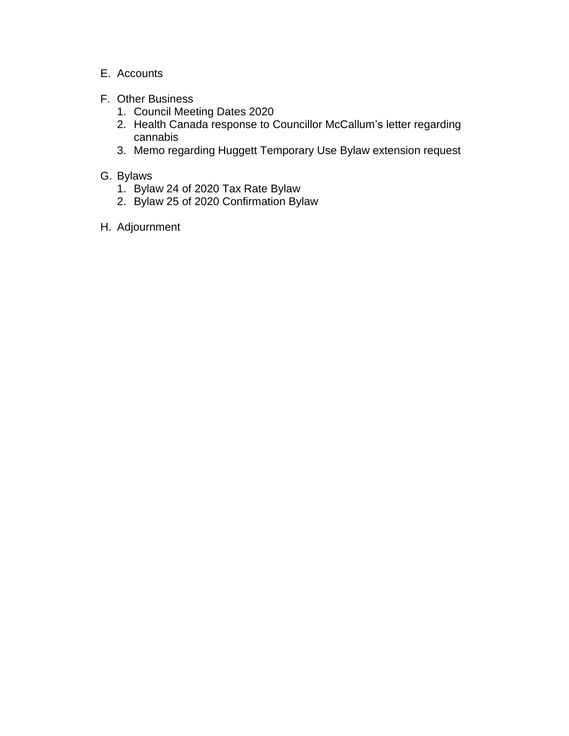E. Accounts

F. Other Business
   1. Council Meeting Dates 2020
   2. Health Canada response to Councillor McCallum’s letter regarding cannabis
   3. Memo regarding Huggett Temporary Use Bylaw extension request

G. Bylaws
   1. Bylaw 24 of 2020 Tax Rate Bylaw
   2. Bylaw 25 of 2020 Confirmation Bylaw

H. Adjournment